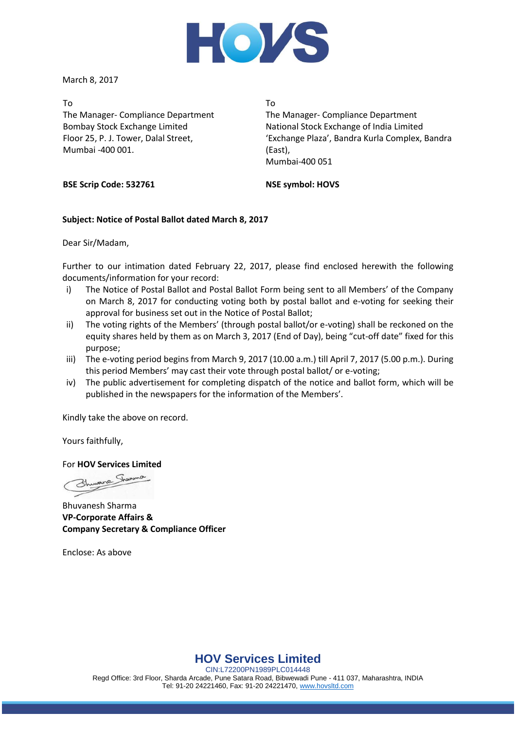March 8, 2017

To
The Manager- Compliance Department
Bombay Stock Exchange Limited
Floor 25, P. J. Tower, Dalal Street,
Mumbai -400 001.

To
The Manager- Compliance Department
National Stock Exchange of India Limited
'Exchange Plaza', Bandra Kurla Complex, Bandra (East),
Mumbai-400 051

**BSE Scrip Code: 532761**

**NSE symbol: HOVS**

**Subject: Notice of Postal Ballot dated March 8, 2017**

Dear Sir/Madam,

Further to our intimation dated February 22, 2017, please find enclosed herewith the following documents/information for your record:

i) The Notice of Postal Ballot and Postal Ballot Form being sent to all Members' of the Company on March 8, 2017 for conducting voting both by postal ballot and e-voting for seeking their approval for business set out in the Notice of Postal Ballot;
ii) The voting rights of the Members' (through postal ballot/or e-voting) shall be reckoned on the equity shares held by them as on March 3, 2017 (End of Day), being "cut-off date" fixed for this purpose;
iii) The e-voting period begins from March 9, 2017 (10.00 a.m.) till April 7, 2017 (5.00 p.m.). During this period Members' may cast their vote through postal ballot/ or e-voting;
iv) The public advertisement for completing dispatch of the notice and ballot form, which will be published in the newspapers for the information of the Members'.

Kindly take the above on record.

Yours faithfully,

For **HOV Services Limited**

Bhuvanesh Sharma
**VP-Corporate Affairs &**
**Company Secretary & Compliance Officer**

Enclose: As above

**HOV Services Limited**
CIN:L72200PN1989PLC014448
Regd Office: 3rd Floor, Sharda Arcade, Pune Satara Road, Bibwewadi Pune - 411 037, Maharashtra, INDIA
Tel: 91-20 24221460, Fax: 91-20 24221470, www.hovsltd.com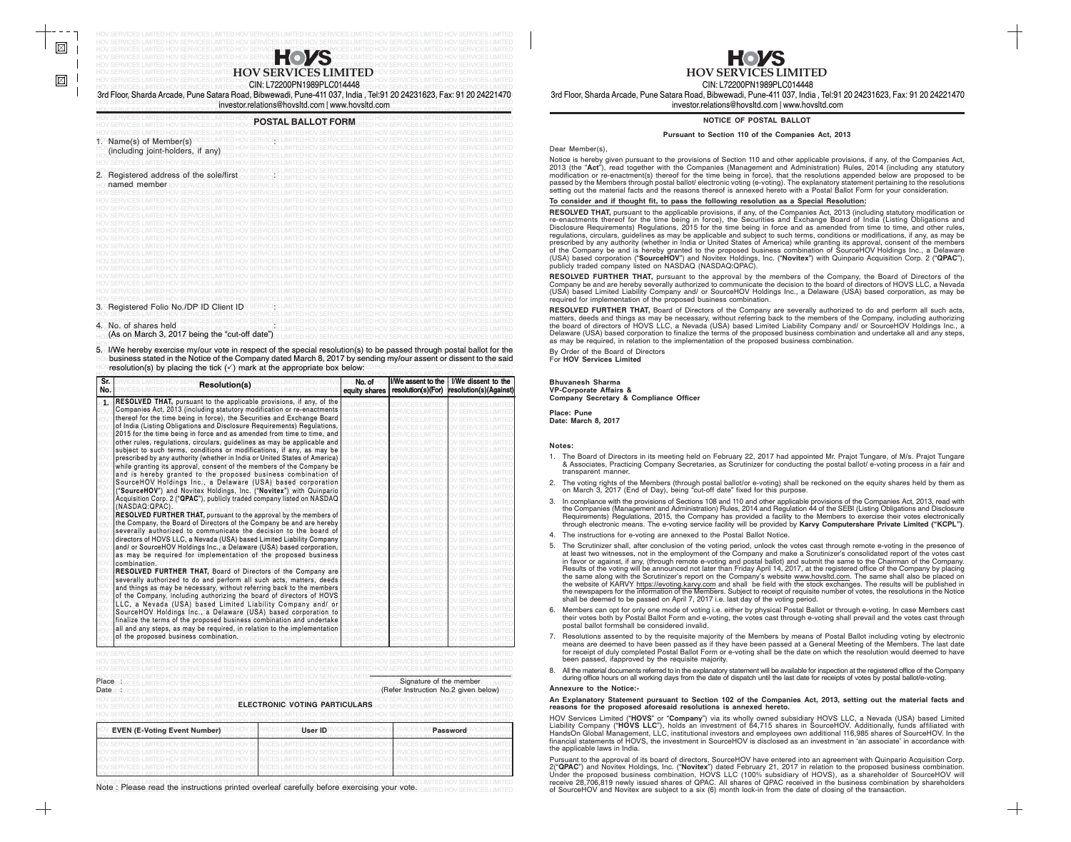# HOV SERVICES LIMITED

CIN: L72200PN1989PLC014448

3rd Floor, Sharda Arcade, Pune Satara Road, Bibwewadi, Pune-411 037, India , Tel:91 20 24231623, Fax: 91 20 24221470

investor.relations@hovsltd.com | www.hovsltd.com

## POSTAL BALLOT FORM

1. Name(s) of Member(s) (including joint-holders, if any) :
2. Registered address of the sole/first named member :
3. Registered Folio No./DP ID Client ID :
4. No. of shares held (As on March 3, 2017 being the "cut-off date") :
5. I/We hereby exercise my/our vote in respect of the special resolution(s) to be passed through postal ballot for the business stated in the Notice of the Company dated March 8, 2017 by sending my/our assent or dissent to the said resolution(s) by placing the tick (✓) mark at the appropriate box below:

| Sr. No. | Resolution(s) | No. of equity shares | I/We assent to the resolution(s)(For) | I/We dissent to the resolution(s)(Against) |
|---|---|---|---|---|
| 1. | **RESOLVED THAT,** pursuant to the applicable provisions, if any, of the Companies Act, 2013 (including statutory modification or re-enactments thereof for the time being in force), the Securities and Exchange Board of India (Listing Obligations and Disclosure Requirements) Regulations, 2015 for the time being in force and as amended from time to time, and other rules, regulations, circulars, guidelines as may be applicable and subject to such terms, conditions or modifications, if any, as may be prescribed by any authority (whether in India or United States of America) while granting its approval, consent of the members of the Company be and is hereby granted to the proposed business combination of SourceHOV Holdings Inc., a Delaware (USA) based corporation ("**SourceHOV**") and Novitex Holdings, Inc. ("**Novitex**") with Quinpario Acquisition Corp. 2 ("**QPAC**"), publicly traded company listed on NASDAQ (NASDAQ:QPAC).<br>**RESOLVED FURTHER THAT,** pursuant to the approval by the members of the Company, the Board of Directors of the Company be and are hereby severally authorized to communicate the decision to the board of directors of HOVS LLC, a Nevada (USA) based Limited Liability Company and/ or SourceHOV Holdings Inc., a Delaware (USA) based corporation, as may be required for implementation of the proposed business combination.<br>**RESOLVED FURTHER THAT,** Board of Directors of the Company are severally authorized to do and perform all such acts, matters, deeds and things as may be necessary, without referring back to the members of the Company, including authorizing the board of directors of HOVS LLC, a Nevada (USA) based Limited Liability Company and/ or SourceHOV Holdings Inc., a Delaware (USA) based corporation to finalize the terms of the proposed business combination and undertake all and any steps, as may be required, in relation to the implementation of the proposed business combination. | | | |

Place :

Date :

Signature of the member
(Refer Instruction No.2 given below)

### ELECTRONIC VOTING PARTICULARS

| EVEN (E-Voting Event Number) | User ID | Password |
|---|---|---|
| | | |

Note : Please read the instructions printed overleaf carefully before exercising your vote.

# HOV SERVICES LIMITED

CIN: L72200PN1989PLC014448

3rd Floor, Sharda Arcade, Pune Satara Road, Bibwewadi, Pune-411 037, India , Tel:91 20 24231623, Fax: 91 20 24221470

investor.relations@hovsltd.com | www.hovsltd.com

## NOTICE OF POSTAL BALLOT

**Pursuant to Section 110 of the Companies Act, 2013**

Dear Member(s),

Notice is hereby given pursuant to the provisions of Section 110 and other applicable provisions, if any, of the Companies Act, 2013 (the "**Act**"), read together with the Companies (Management and Administration) Rules, 2014 (including any statutory modification or re-enactment(s) thereof for the time being in force), that the resolutions appended below are proposed to be passed by the Members through postal ballot/ electronic voting (e-voting). The explanatory statement pertaining to the resolutions setting out the material facts and the reasons thereof is annexed hereto with a Postal Ballot Form for your consideration.

**To consider and if thought fit, to pass the following resolution as a Special Resolution:**

**RESOLVED THAT,** pursuant to the applicable provisions, if any, of the Companies Act, 2013 (including statutory modification or re-enactments thereof for the time being in force), the Securities and Exchange Board of India (Listing Obligations and Disclosure Requirements) Regulations, 2015 for the time being in force and as amended from time to time, and other rules, regulations, circulars, guidelines as may be applicable and subject to such terms, conditions or modifications, if any, as may be prescribed by any authority (whether in India or United States of America) while granting its approval, consent of the members of the Company be and is hereby granted to the proposed business combination of SourceHOV Holdings Inc., a Delaware (USA) based corporation ("**SourceHOV**") and Novitex Holdings, Inc. ("**Novitex**") with Quinpario Acquisition Corp. 2 ("**QPAC**"), publicly traded company listed on NASDAQ (NASDAQ:QPAC).

**RESOLVED FURTHER THAT,** pursuant to the approval by the members of the Company, the Board of Directors of the Company be and are hereby severally authorized to communicate the decision to the board of directors of HOVS LLC, a Nevada (USA) based Limited Liability Company and/ or SourceHOV Holdings Inc., a Delaware (USA) based corporation, as may be required for implementation of the proposed business combination.

**RESOLVED FURTHER THAT,** Board of Directors of the Company are severally authorized to do and perform all such acts, matters, deeds and things as may be necessary, without referring back to the members of the Company, including authorizing the board of directors of HOVS LLC, a Nevada (USA) based Limited Liability Company and/ or SourceHOV Holdings Inc., a Delaware (USA) based corporation to finalize the terms of the proposed business combination and undertake all and any steps, as may be required, in relation to the implementation of the proposed business combination.

By Order of the Board of Directors
For **HOV Services Limited**

**Bhuvanesh Sharma**
**VP-Corporate Affairs &**
**Company Secretary & Compliance Officer**

**Place: Pune**
**Date: March 8, 2017**

**Notes:**

1. The Board of Directors in its meeting held on February 22, 2017 had appointed Mr. Prajot Tungare, of M/s. Prajot Tungare & Associates, Practicing Company Secretaries, as Scrutinizer for conducting the postal ballot/ e-voting process in a fair and transparent manner.
2. The voting rights of the Members (through postal ballot/or e-voting) shall be reckoned on the equity shares held by them as on March 3, 2017 (End of Day), being "cut-off date" fixed for this purpose.
3. In compliance with the provisions of Sections 108 and 110 and other applicable provisions of the Companies Act, 2013, read with the Companies (Management and Administration) Rules, 2014 and Regulation 44 of the SEBI (Listing Obligations and Disclosure Requirements) Regulations, 2015, the Company has provided a facility to the Members to exercise their votes electronically through electronic means. The e-voting service facility will be provided by **Karvy Computershare Private Limited ("KCPL")**.
4. The instructions for e-voting are annexed to the Postal Ballot Notice.
5. The Scrutinizer shall, after conclusion of the voting period, unlock the votes cast through remote e-voting in the presence of at least two witnesses, not in the employment of the Company and make a Scrutinizer's consolidated report of the votes cast in favor or against, if any, (through remote e-voting and postal ballot) and submit the same to the Chairman of the Company. Results of the voting will be announced not later than Friday April 14, 2017, at the registered office of the Company by placing the same along with the Scrutinizer's report on the Company's website www.hovsltd.com. The same shall also be placed on the website of KARVY https://evoting.karvy.com and shall be field with the stock exchanges. The results will be published in the newspapers for the information of the Members. Subject to receipt of requisite number of votes, the resolutions in the Notice shall be deemed to be passed on April 7, 2017 i.e. last day of the voting period.
6. Members can opt for only one mode of voting i.e. either by physical Postal Ballot or through e-voting. In case Members cast their votes both by Postal Ballot Form and e-voting, the votes cast through e-voting shall prevail and the votes cast through postal ballot formshall be considered invalid.
7. Resolutions assented to by the requisite majority of the Members by means of Postal Ballot including voting by electronic means are deemed to have been passed as if they have been passed at a General Meeting of the Members. The last date for receipt of duly completed Postal Ballot Form or e-voting shall be the date on which the resolution would deemed to have been passed, ifapproved by the requisite majority.
8. All the material documents referred to in the explanatory statement will be available for inspection at the registered office of the Company during office hours on all working days from the date of dispatch until the last date for receipts of votes by postal ballot/e-voting.

**Annexure to the Notice:-**

**An Explanatory Statement pursuant to Section 102 of the Companies Act, 2013, setting out the material facts and reasons for the proposed aforesaid resolutions is annexed hereto.**

HOV Services Limited ("**HOVS**" or "**Company**") via its wholly owned subsidiary HOVS LLC, a Nevada (USA) based Limited Liability Company ("**HOVS LLC**"), holds an investment of 64,715 shares in SourceHOV. Additionally, funds affiliated with HandsOn Global Management, LLC, institutional investors and employees own additional 116,985 shares of SourceHOV. In the financial statements of HOVS, the investment in SourceHOV is disclosed as an investment in 'an associate' in accordance with the applicable laws in India.

Pursuant to the approval of its board of directors, SourceHOV have entered into an agreement with Quinpario Acquisition Corp. 2("**QPAC**") and Novitex Holdings, Inc. ("**Novitex**") dated February 21, 2017 in relation to the proposed business combination. Under the proposed business combination, HOVS LLC (100% subsidiary of HOVS), as a shareholder of SourceHOV will receive 28,706,819 newly issued shares of QPAC. All shares of QPAC received in the business combination by shareholders of SourceHOV and Novitex are subject to a six (6) month lock-in from the date of closing of the transaction.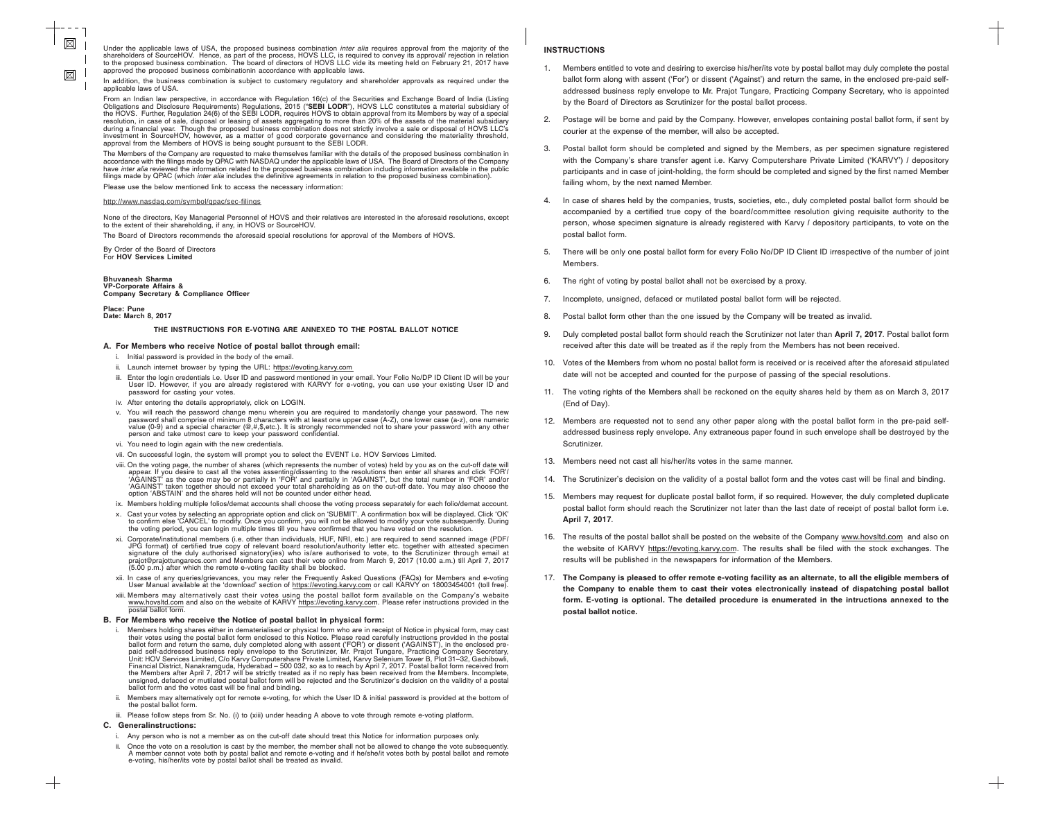Under the applicable laws of USA, the proposed business combination *inter alia* requires approval from the majority of the shareholders of SourceHOV. Hence, as part of the process, HOVS LLC, is required to convey its approval/ rejection in relation to the proposed business combination. The board of directors of HOVS LLC vide its meeting held on February 21, 2017 have approved the proposed business combinationin accordance with applicable laws.

In addition, the business combination is subject to customary regulatory and shareholder approvals as required under the applicable laws of USA.

From an Indian law perspective, in accordance with Regulation 16(c) of the Securities and Exchange Board of India (Listing Obligations and Disclosure Requirements) Regulations, 2015 ("**SEBI LODR**"), HOVS LLC constitutes a material subsidiary of the HOVS. Further, Regulation 24(6) of the SEBI LODR, requires HOVS to obtain approval from its Members by way of a special resolution, in case of sale, disposal or leasing of assets aggregating to more than 20% of the assets of the material subsidiary during a financial year. Though the proposed business combination does not strictly involve a sale or disposal of HOVS LLC's investment in SourceHOV, however, as a matter of good corporate governance and considering the materiality threshold, approval from the Members of HOVS is being sought pursuant to the SEBI LODR.

The Members of the Company are requested to make themselves familiar with the details of the proposed business combination in accordance with the filings made by QPAC with NASDAQ under the applicable laws of USA. The Board of Directors of the Company have *inter alia* reviewed the information related to the proposed business combination including information available in the public filings made by QPAC (which *inter alia* includes the definitive agreements in relation to the proposed business combination).

Please use the below mentioned link to access the necessary information:

http://www.nasdaq.com/symbol/qpac/sec-filings

None of the directors, Key Managerial Personnel of HOVS and their relatives are interested in the aforesaid resolutions, except to the extent of their shareholding, if any, in HOVS or SourceHOV.

The Board of Directors recommends the aforesaid special resolutions for approval of the Members of HOVS.

By Order of the Board of Directors
For **HOV Services Limited**

**Bhuvanesh Sharma**
**VP-Corporate Affairs &**
**Company Secretary & Compliance Officer**

**Place: Pune**
**Date: March 8, 2017**

### THE INSTRUCTIONS FOR E-VOTING ARE ANNEXED TO THE POSTAL BALLOT NOTICE

#### A. For Members who receive Notice of postal ballot through email:

i. Initial password is provided in the body of the email.

ii. Launch internet browser by typing the URL: https://evoting.karvy.com

iii. Enter the login credentials i.e. User ID and password mentioned in your email. Your Folio No/DP ID Client ID will be your User ID. However, if you are already registered with KARVY for e-voting, you can use your existing User ID and password for casting your votes.

iv. After entering the details appropriately, click on LOGIN.

v. You will reach the password change menu wherein you are required to mandatorily change your password. The new password shall comprise of minimum 8 characters with at least one upper case (A-Z), one lower case (a-z), one numeric value (0-9) and a special character (@,#,$,etc.). It is strongly recommended not to share your password with any other person and take utmost care to keep your password confidential.

vi. You need to login again with the new credentials.

vii. On successful login, the system will prompt you to select the EVENT i.e. HOV Services Limited.

viii. On the voting page, the number of shares (which represents the number of votes) held by you as on the cut-off date will appear. If you desire to cast all the votes assenting/dissenting to the resolutions then enter all shares and click 'FOR'/ 'AGAINST' as the case may be or partially in 'FOR' and partially in 'AGAINST', but the total number in 'FOR' and/or 'AGAINST' taken together should not exceed your total shareholding as on the cut-off date. You may also choose the option 'ABSTAIN' and the shares held will not be counted under either head.

ix. Members holding multiple folios/demat accounts shall choose the voting process separately for each folio/demat account.

x. Cast your votes by selecting an appropriate option and click on 'SUBMIT'. A confirmation box will be displayed. Click 'OK' to confirm else 'CANCEL' to modify. Once you confirm, you will not be allowed to modify your vote subsequently. During the voting period, you can login multiple times till you have confirmed that you have voted on the resolution.

xi. Corporate/institutional members (i.e. other than individuals, HUF, NRI, etc.) are required to send scanned image (PDF/ JPG format) of certified true copy of relevant board resolution/authority letter etc. together with attested specimen signature of the duly authorised signatory(ies) who is/are authorised to vote, to the Scrutinizer through email at prajot@prajottungarecs.com and Members can cast their vote online from March 9, 2017 (10.00 a.m.) till April 7, 2017 (5.00 p.m.) after which the remote e-voting facility shall be blocked.

xii. In case of any queries/grievances, you may refer the Frequently Asked Questions (FAQs) for Members and e-voting User Manual available at the 'download' section of https://evoting.karvy.com or call KARVY on 18003454001 (toll free).

xiii. Members may alternatively cast their votes using the postal ballot form available on the Company's website www.hovsltd.com and also on the website of KARVY https://evoting.karvy.com. Please refer instructions provided in the postal ballot form.

#### B. For Members who receive the Notice of postal ballot in physical form:

i. Members holding shares either in dematerialised or physical form who are in receipt of Notice in physical form, may cast their votes using the postal ballot form enclosed to this Notice. Please read carefully instructions provided in the postal ballot form and return the same, duly completed along with assent ('FOR') or dissent ('AGAINST'), in the enclosed pre-paid self-addressed business reply envelope to the Scrutinizer, Mr. Prajot Tungare, Practicing Company Secretary, Unit: HOV Services Limited, C/o Karvy Computershare Private Limited, Karvy Selenium Tower B, Plot 31–32, Gachibowli, Financial District, Nanakramguda, Hyderabad – 500 032, so as to reach by April 7, 2017. Postal ballot form received from the Members after April 7, 2017 will be strictly treated as if no reply has been received from the Members. Incomplete, unsigned, defaced or mutilated postal ballot form will be rejected and the Scrutinizer's decision on the validity of a postal ballot form and the votes cast will be final and binding.

ii. Members may alternatively opt for remote e-voting, for which the User ID & initial password is provided at the bottom of the postal ballot form.

iii. Please follow steps from Sr. No. (i) to (xiii) under heading A above to vote through remote e-voting platform.

#### C. Generalinstructions:

i. Any person who is not a member as on the cut-off date should treat this Notice for information purposes only.

ii. Once the vote on a resolution is cast by the member, the member shall not be allowed to change the vote subsequently. A member cannot vote both by postal ballot and remote e-voting and if he/she/it votes both by postal ballot and remote e-voting, his/her/its vote by postal ballot shall be treated as invalid.

### INSTRUCTIONS

1. Members entitled to vote and desiring to exercise his/her/its vote by postal ballot may duly complete the postal ballot form along with assent ('For') or dissent ('Against') and return the same, in the enclosed pre-paid self-addressed business reply envelope to Mr. Prajot Tungare, Practicing Company Secretary, who is appointed by the Board of Directors as Scrutinizer for the postal ballot process.

2. Postage will be borne and paid by the Company. However, envelopes containing postal ballot form, if sent by courier at the expense of the member, will also be accepted.

3. Postal ballot form should be completed and signed by the Members, as per specimen signature registered with the Company's share transfer agent i.e. Karvy Computershare Private Limited ('KARVY') / depository participants and in case of joint-holding, the form should be completed and signed by the first named Member failing whom, by the next named Member.

4. In case of shares held by the companies, trusts, societies, etc., duly completed postal ballot form should be accompanied by a certified true copy of the board/committee resolution giving requisite authority to the person, whose specimen signature is already registered with Karvy / depository participants, to vote on the postal ballot form.

5. There will be only one postal ballot form for every Folio No/DP ID Client ID irrespective of the number of joint Members.

6. The right of voting by postal ballot shall not be exercised by a proxy.

7. Incomplete, unsigned, defaced or mutilated postal ballot form will be rejected.

8. Postal ballot form other than the one issued by the Company will be treated as invalid.

9. Duly completed postal ballot form should reach the Scrutinizer not later than **April 7, 2017**. Postal ballot form received after this date will be treated as if the reply from the Members has not been received.

10. Votes of the Members from whom no postal ballot form is received or is received after the aforesaid stipulated date will not be accepted and counted for the purpose of passing of the special resolutions.

11. The voting rights of the Members shall be reckoned on the equity shares held by them as on March 3, 2017 (End of Day).

12. Members are requested not to send any other paper along with the postal ballot form in the pre-paid self-addressed business reply envelope. Any extraneous paper found in such envelope shall be destroyed by the Scrutinizer.

13. Members need not cast all his/her/its votes in the same manner.

14. The Scrutinizer's decision on the validity of a postal ballot form and the votes cast will be final and binding.

15. Members may request for duplicate postal ballot form, if so required. However, the duly completed duplicate postal ballot form should reach the Scrutinizer not later than the last date of receipt of postal ballot form i.e. **April 7, 2017**.

16. The results of the postal ballot shall be posted on the website of the Company www.hovsltd.com and also on the website of KARVY https://evoting.karvy.com. The results shall be filed with the stock exchanges. The results will be published in the newspapers for information of the Members.

17. **The Company is pleased to offer remote e-voting facility as an alternate, to all the eligible members of the Company to enable them to cast their votes electronically instead of dispatching postal ballot form. E-voting is optional. The detailed procedure is enumerated in the intructions annexed to the postal ballot notice.**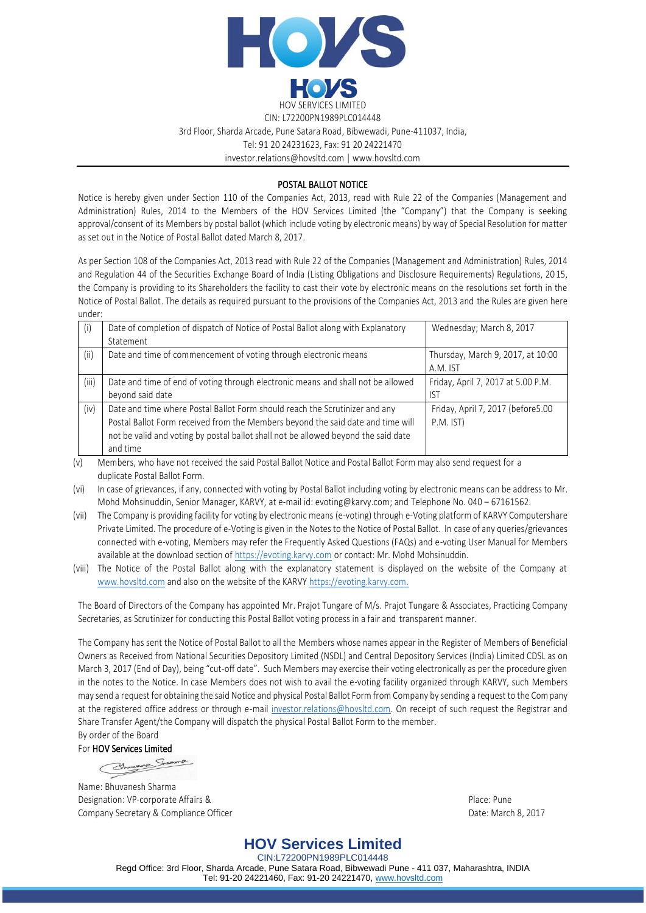HOV SERVICES LIMITED

CIN: L72200PN1989PLC014448

3rd Floor, Sharda Arcade, Pune Satara Road, Bibwewadi, Pune-411037, India,

Tel: 91 20 24231623, Fax: 91 20 24221470

investor.relations@hovsltd.com | www.hovsltd.com

## POSTAL BALLOT NOTICE

Notice is hereby given under Section 110 of the Companies Act, 2013, read with Rule 22 of the Companies (Management and Administration) Rules, 2014 to the Members of the HOV Services Limited (the "Company") that the Company is seeking approval/consent of its Members by postal ballot (which include voting by electronic means) by way of Special Resolution for matter as set out in the Notice of Postal Ballot dated March 8, 2017.

As per Section 108 of the Companies Act, 2013 read with Rule 22 of the Companies (Management and Administration) Rules, 2014 and Regulation 44 of the Securities Exchange Board of India (Listing Obligations and Disclosure Requirements) Regulations, 2015, the Company is providing to its Shareholders the facility to cast their vote by electronic means on the resolutions set forth in the Notice of Postal Ballot. The details as required pursuant to the provisions of the Companies Act, 2013 and the Rules are given here under:

| | | |
|---|---|---|
| (i) | Date of completion of dispatch of Notice of Postal Ballot along with Explanatory Statement | Wednesday; March 8, 2017 |
| (ii) | Date and time of commencement of voting through electronic means | Thursday, March 9, 2017, at 10:00 A.M. IST |
| (iii) | Date and time of end of voting through electronic means and shall not be allowed beyond said date | Friday, April 7, 2017 at 5.00 P.M. IST |
| (iv) | Date and time where Postal Ballot Form should reach the Scrutinizer and any Postal Ballot Form received from the Members beyond the said date and time will not be valid and voting by postal ballot shall not be allowed beyond the said date and time | Friday, April 7, 2017 (before5.00 P.M. IST) |

(v) Members, who have not received the said Postal Ballot Notice and Postal Ballot Form may also send request for a duplicate Postal Ballot Form.

(vi) In case of grievances, if any, connected with voting by Postal Ballot including voting by electronic means can be address to Mr. Mohd Mohsinuddin, Senior Manager, KARVY, at e-mail id: evoting@karvy.com; and Telephone No. 040 – 67161562.

(vii) The Company is providing facility for voting by electronic means (e-voting) through e-Voting platform of KARVY Computershare Private Limited. The procedure of e-Voting is given in the Notes to the Notice of Postal Ballot. In case of any queries/grievances connected with e-voting, Members may refer the Frequently Asked Questions (FAQs) and e-voting User Manual for Members available at the download section of https://evoting.karvy.com or contact: Mr. Mohd Mohsinuddin.

(viii) The Notice of the Postal Ballot along with the explanatory statement is displayed on the website of the Company at www.hovsltd.com and also on the website of the KARVY https://evoting.karvy.com.

The Board of Directors of the Company has appointed Mr. Prajot Tungare of M/s. Prajot Tungare & Associates, Practicing Company Secretaries, as Scrutinizer for conducting this Postal Ballot voting process in a fair and transparent manner.

The Company has sent the Notice of Postal Ballot to all the Members whose names appear in the Register of Members of Beneficial Owners as Received from National Securities Depository Limited (NSDL) and Central Depository Services (India) Limited CDSL as on March 3, 2017 (End of Day), being "cut-off date". Such Members may exercise their voting electronically as per the procedure given in the notes to the Notice. In case Members does not wish to avail the e-voting facility organized through KARVY, such Members may send a request for obtaining the said Notice and physical Postal Ballot Form from Company by sending a request to the Company at the registered office address or through e-mail investor.relations@hovsltd.com. On receipt of such request the Registrar and Share Transfer Agent/the Company will dispatch the physical Postal Ballot Form to the member.

By order of the Board

For **HOV Services Limited**

Name: Bhuvanesh Sharma

Designation: VP-corporate Affairs &

Company Secretary & Compliance Officer

Place: Pune

Date: March 8, 2017

**HOV Services Limited**

CIN:L72200PN1989PLC014448

Regd Office: 3rd Floor, Sharda Arcade, Pune Satara Road, Bibwewadi Pune - 411 037, Maharashtra, INDIA

Tel: 91-20 24221460, Fax: 91-20 24221470, www.hovsltd.com